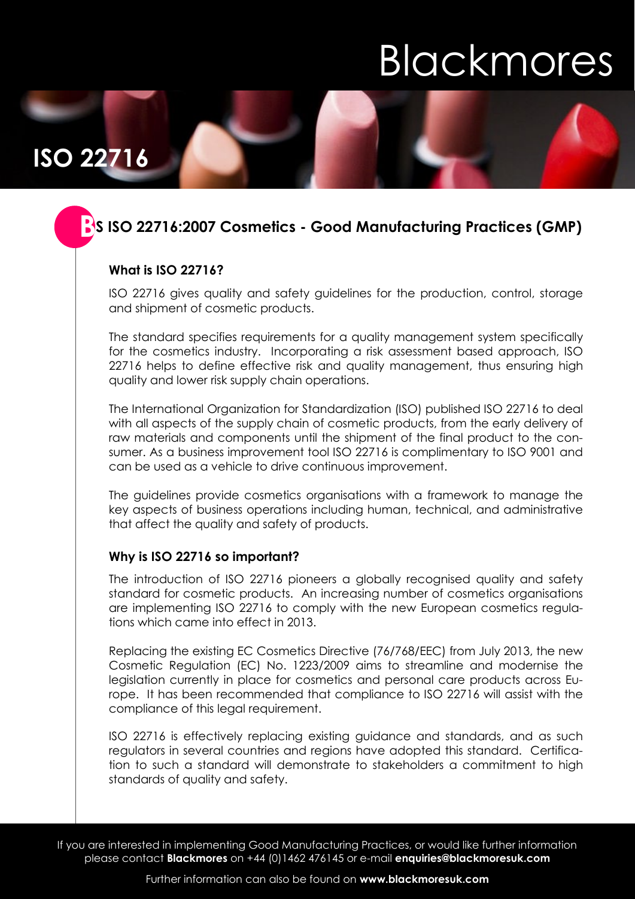# Blackmores

## ISO 22716

## BS ISO 22716:2007 Cosmetics - Good Manufacturing Practices (GMP)

### What is ISO 22716?

ISO 22716 gives quality and safety guidelines for the production, control, storage and shipment of cosmetic products.

The standard specifies requirements for a quality management system specifically for the cosmetics industry. Incorporating a risk assessment based approach, ISO 22716 helps to define effective risk and quality management, thus ensuring high quality and lower risk supply chain operations.

The International Organization for Standardization (ISO) published ISO 22716 to deal with all aspects of the supply chain of cosmetic products, from the early delivery of raw materials and components until the shipment of the final product to the consumer. As a business improvement tool ISO 22716 is complimentary to ISO 9001 and can be used as a vehicle to drive continuous improvement.

The guidelines provide cosmetics organisations with a framework to manage the key aspects of business operations including human, technical, and administrative that affect the quality and safety of products.

### Why is ISO 22716 so important?

The introduction of ISO 22716 pioneers a globally recognised quality and safety standard for cosmetic products. An increasing number of cosmetics organisations are implementing ISO 22716 to comply with the new European cosmetics regulations which came into effect in 2013.

Replacing the existing EC Cosmetics Directive (76/768/EEC) from July 2013, the new Cosmetic Regulation (EC) No. 1223/2009 aims to streamline and modernise the legislation currently in place for cosmetics and personal care products across Europe. It has been recommended that compliance to ISO 22716 will assist with the compliance of this legal requirement.

ISO 22716 is effectively replacing existing guidance and standards, and as such regulators in several countries and regions have adopted this standard. Certification to such a standard will demonstrate to stakeholders a commitment to high standards of quality and safety.

If you are interested in implementing Good Manufacturing Practices, or would like further information please contact **Blackmores** on +44 (0)1462 476145 or e-mail **enquiries@blackmoresuk.com**

Further information can also be found on **www.blackmoresuk.com**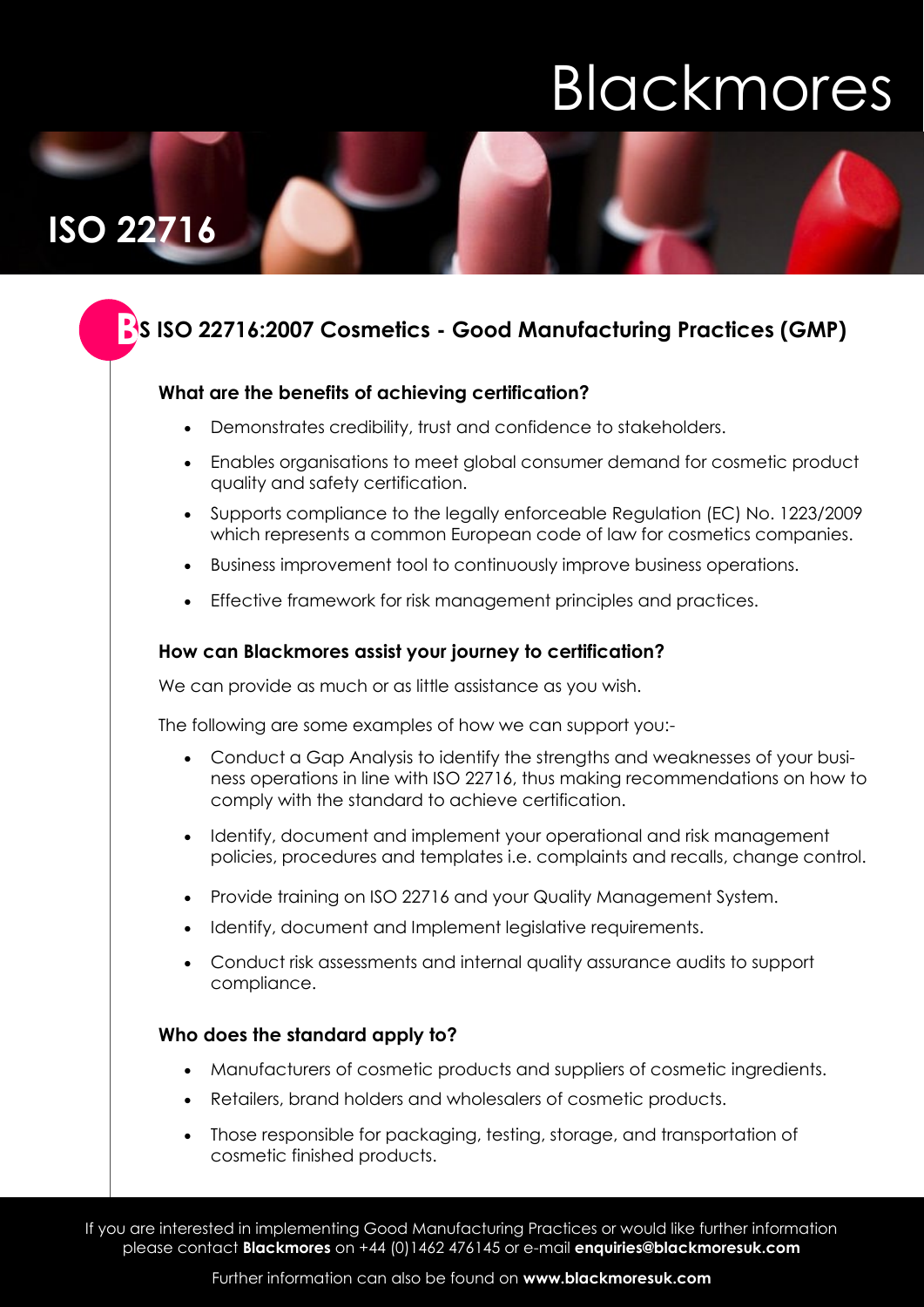# Blackmores

## ISO 22716

### BS ISO 22716:2007 Cosmetics - Good Manufacturing Practices (GMP)

**What are the benefits of achieving certification?**

- Demonstrates credibility, trust and confidence to stakeholders.
- Enables organisations to meet global consumer demand for cosmetic product quality and safety certification.
- Supports compliance to the legally enforceable Regulation (EC) No. 1223/2009 which represents a common European code of law for cosmetics companies.
- Business improvement tool to continuously improve business operations.
- Effective framework for risk management principles and practices.

**How can Blackmores assist your journey to certification?**

We can provide as much or as little assistance as you wish.

The following are some examples of how we can support you:-

- Conduct a Gap Analysis to identify the strengths and weaknesses of your business operations in line with ISO 22716, thus making recommendations on how to comply with the standard to achieve certification.
- Identify, document and implement your operational and risk management policies, procedures and templates i.e. complaints and recalls, change control.
- Provide training on ISO 22716 and your Quality Management System.
- Identify, document and Implement legislative requirements.
- Conduct risk assessments and internal quality assurance audits to support compliance.

**Who does the standard apply to?**

- Manufacturers of cosmetic products and suppliers of cosmetic ingredients.
- Retailers, brand holders and wholesalers of cosmetic products.
- Those responsible for packaging, testing, storage, and transportation of cosmetic finished products.

If you are interested in implementing Good Manufacturing Practices or would like further information please contact **Blackmores** on +44 (0)1462 476145 or e-mail **enquiries@blackmoresuk.com**

Further information can also be found on **www.blackmoresuk.com**